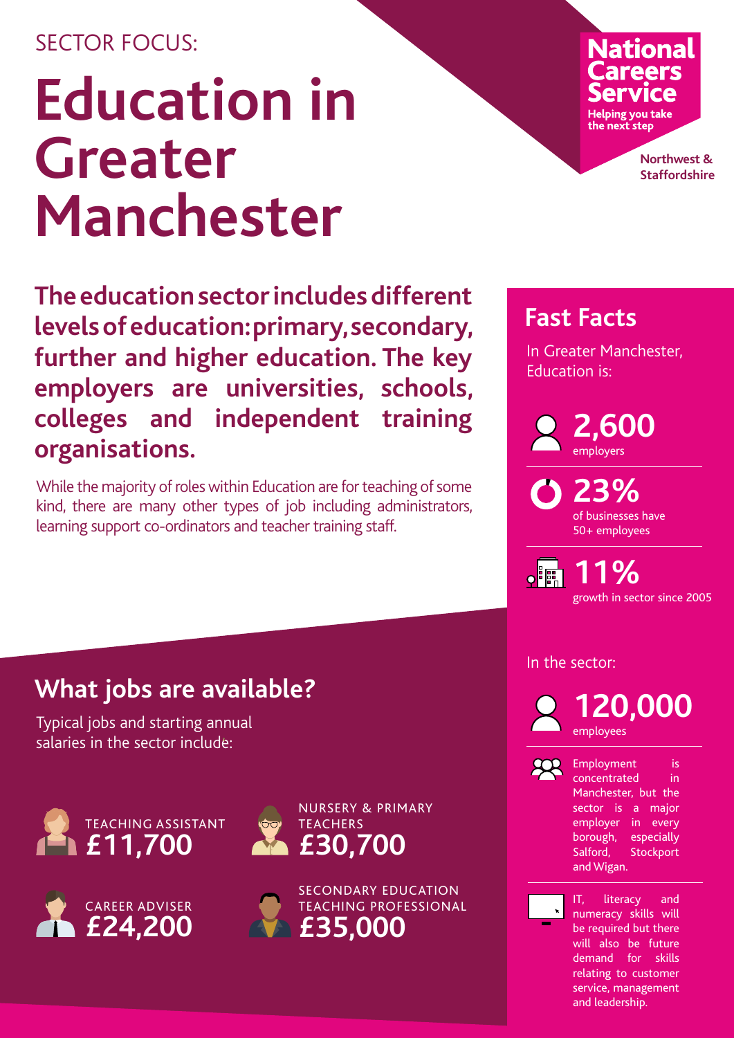SECTOR FOCUS:

# Education in Greater Manchester

**National Careers Service**
**Helping you take the next step**

**Northwest & Staffordshire**

**The education sector includes different levels of education: primary, secondary, further and higher education. The key employers are universities, schools, colleges and independent training organisations.**

While the majority of roles within Education are for teaching of some kind, there are many other types of job including administrators, learning support co-ordinators and teacher training staff.

## What jobs are available?

Typical jobs and starting annual salaries in the sector include:

- TEACHING ASSISTANT **£11,700**
- NURSERY & PRIMARY TEACHERS **£30,700**
- CAREER ADVISER **£24,200**
- SECONDARY EDUCATION TEACHING PROFESSIONAL **£35,000**

## Fast Facts

In Greater Manchester, Education is:

**2,600** employers

**23%** of businesses have 50+ employees

**11%** growth in sector since 2005

In the sector:

**120,000** employees

Employment is concentrated in Manchester, but the sector is a major employer in every borough, especially Salford, Stockport and Wigan.

IT, literacy and numeracy skills will be required but there will also be future demand for skills relating to customer service, management and leadership.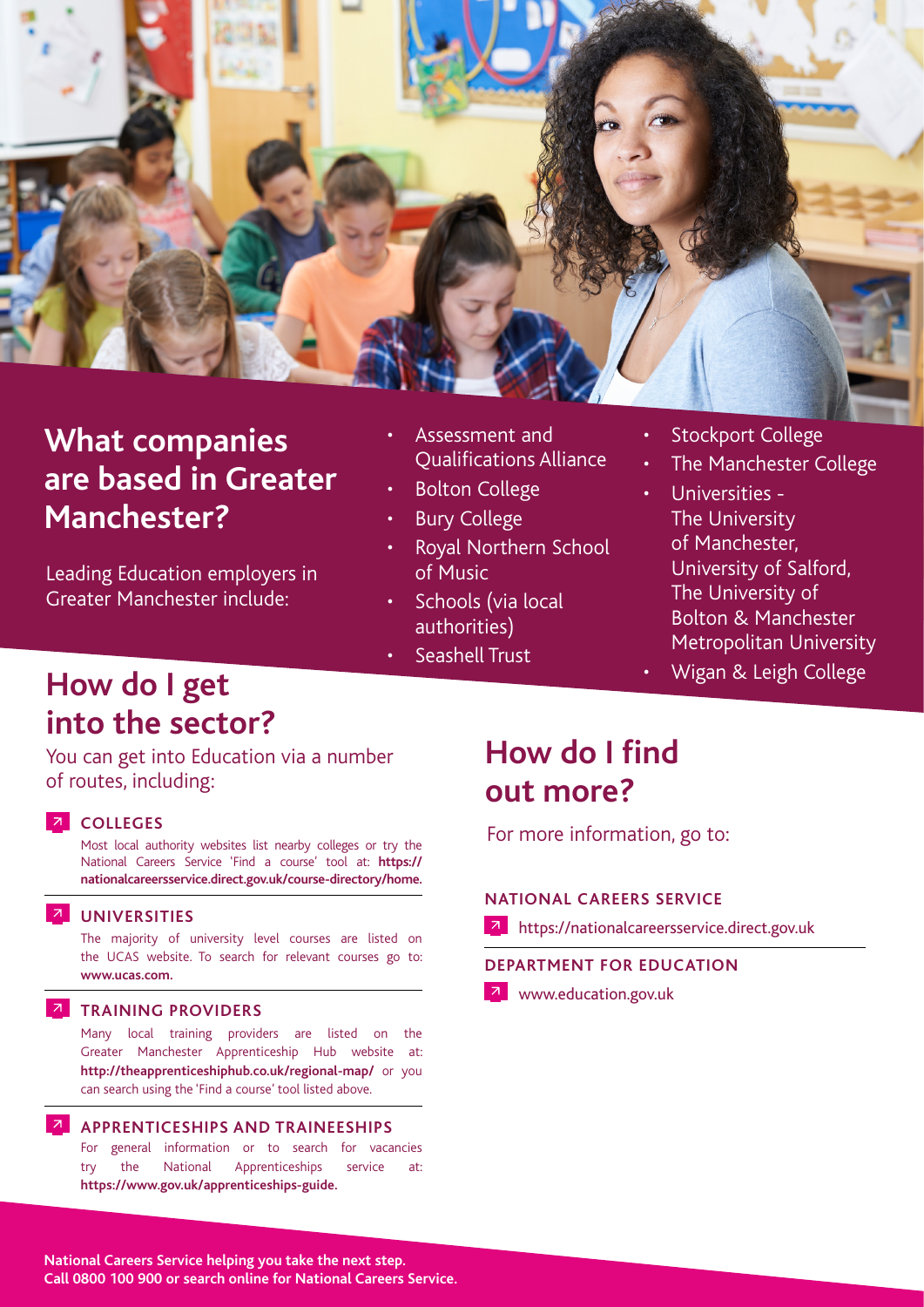## What companies are based in Greater Manchester?

Leading Education employers in Greater Manchester include:

- Assessment and Qualifications Alliance
- Bolton College
- Bury College
- Royal Northern School of Music
- Schools (via local authorities)
- Seashell Trust
- Stockport College
- The Manchester College
- Universities - The University of Manchester, University of Salford, The University of Bolton & Manchester Metropolitan University
- Wigan & Leigh College

## How do I get into the sector?

You can get into Education via a number of routes, including:

**COLLEGES**

Most local authority websites list nearby colleges or try the National Careers Service 'Find a course' tool at: **https://nationalcareersservice.direct.gov.uk/course-directory/home.**

**UNIVERSITIES**

The majority of university level courses are listed on the UCAS website. To search for relevant courses go to: **www.ucas.com.**

**TRAINING PROVIDERS**

Many local training providers are listed on the Greater Manchester Apprenticeship Hub website at: **http://theapprenticeshiphub.co.uk/regional-map/** or you can search using the 'Find a course' tool listed above.

**APPRENTICESHIPS AND TRAINEESHIPS**

For general information or to search for vacancies try the National Apprenticeships service at: **https://www.gov.uk/apprenticeships-guide.**

## How do I find out more?

For more information, go to:

**NATIONAL CAREERS SERVICE**

https://nationalcareersservice.direct.gov.uk

**DEPARTMENT FOR EDUCATION**

www.education.gov.uk

**National Careers Service helping you take the next step.**
**Call 0800 100 900 or search online for National Careers Service.**